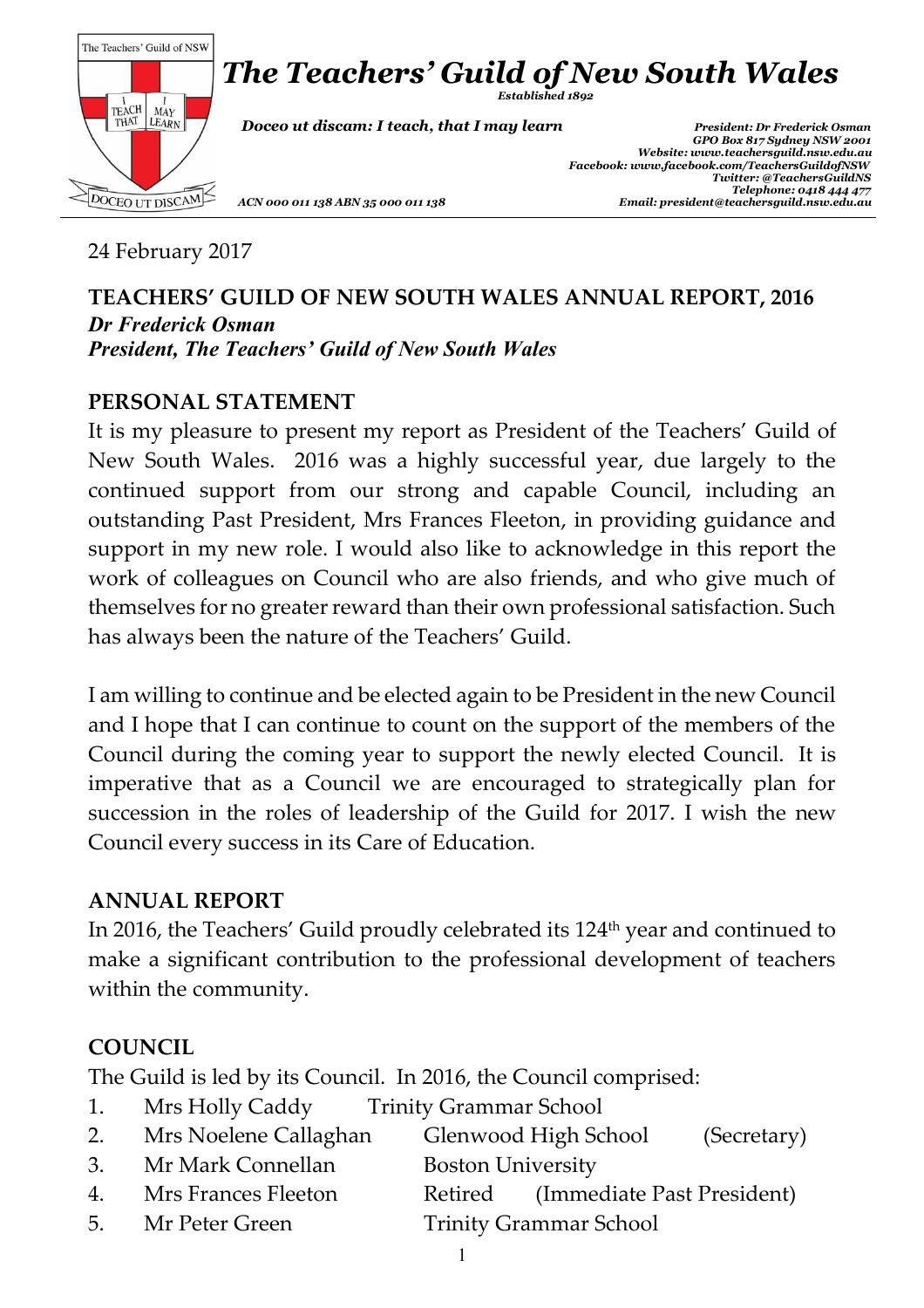# *The Teachers' Guild of New South Wales*

*Established 1892*

*Doceo ut discam: I teach, that I may learn*

*President: Dr Frederick Osman*
*GPO Box 817 Sydney NSW 2001*
*Website: www.teachersguild.nsw.edu.au*
*Facebook: www.facebook.com/TeachersGuildofNSW*
*Twitter: @TeachersGuildNS*
*Telephone: 0418 444 477*
*Email: president@teachersguild.nsw.edu.au*

*ACN 000 011 138 ABN 35 000 011 138*

24 February 2017

**TEACHERS' GUILD OF NEW SOUTH WALES ANNUAL REPORT, 2016**
***Dr Frederick Osman***
***President, The Teachers' Guild of New South Wales***

## PERSONAL STATEMENT

It is my pleasure to present my report as President of the Teachers' Guild of New South Wales. 2016 was a highly successful year, due largely to the continued support from our strong and capable Council, including an outstanding Past President, Mrs Frances Fleeton, in providing guidance and support in my new role. I would also like to acknowledge in this report the work of colleagues on Council who are also friends, and who give much of themselves for no greater reward than their own professional satisfaction. Such has always been the nature of the Teachers' Guild.

I am willing to continue and be elected again to be President in the new Council and I hope that I can continue to count on the support of the members of the Council during the coming year to support the newly elected Council. It is imperative that as a Council we are encouraged to strategically plan for succession in the roles of leadership of the Guild for 2017. I wish the new Council every success in its Care of Education.

## ANNUAL REPORT

In 2016, the Teachers' Guild proudly celebrated its 124th year and continued to make a significant contribution to the professional development of teachers within the community.

## COUNCIL

The Guild is led by its Council. In 2016, the Council comprised:

1. Mrs Holly Caddy — Trinity Grammar School
2. Mrs Noelene Callaghan — Glenwood High School (Secretary)
3. Mr Mark Connellan — Boston University
4. Mrs Frances Fleeton — Retired (Immediate Past President)
5. Mr Peter Green — Trinity Grammar School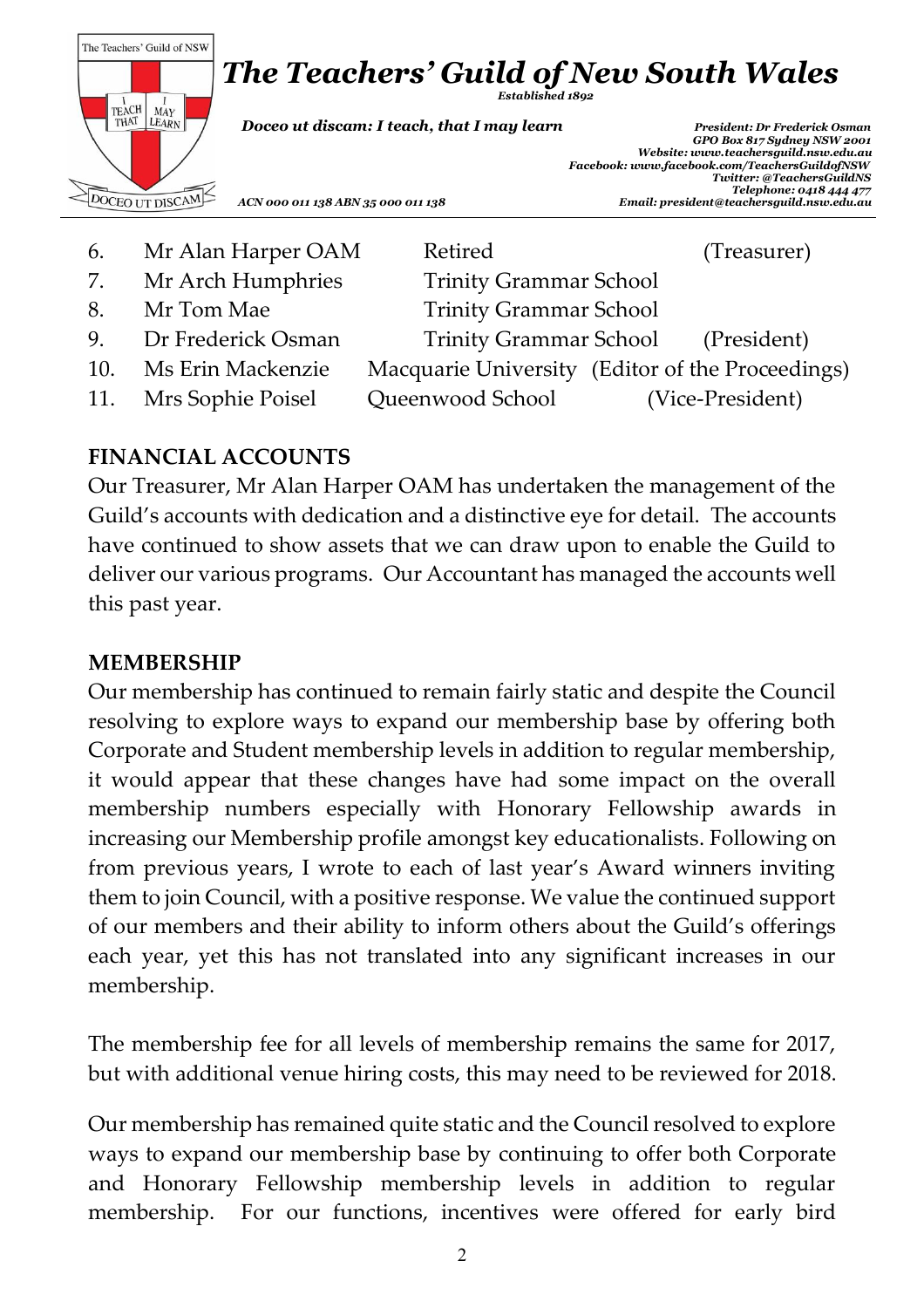6. Mr Alan Harper OAM Retired (Treasurer)
7. Mr Arch Humphries Trinity Grammar School
8. Mr Tom Mae Trinity Grammar School
9. Dr Frederick Osman Trinity Grammar School (President)
10. Ms Erin Mackenzie Macquarie University (Editor of the Proceedings)
11. Mrs Sophie Poisel Queenwood School (Vice-President)

**FINANCIAL ACCOUNTS**

Our Treasurer, Mr Alan Harper OAM has undertaken the management of the Guild's accounts with dedication and a distinctive eye for detail. The accounts have continued to show assets that we can draw upon to enable the Guild to deliver our various programs. Our Accountant has managed the accounts well this past year.

**MEMBERSHIP**

Our membership has continued to remain fairly static and despite the Council resolving to explore ways to expand our membership base by offering both Corporate and Student membership levels in addition to regular membership, it would appear that these changes have had some impact on the overall membership numbers especially with Honorary Fellowship awards in increasing our Membership profile amongst key educationalists. Following on from previous years, I wrote to each of last year's Award winners inviting them to join Council, with a positive response. We value the continued support of our members and their ability to inform others about the Guild's offerings each year, yet this has not translated into any significant increases in our membership.

The membership fee for all levels of membership remains the same for 2017, but with additional venue hiring costs, this may need to be reviewed for 2018.

Our membership has remained quite static and the Council resolved to explore ways to expand our membership base by continuing to offer both Corporate and Honorary Fellowship membership levels in addition to regular membership. For our functions, incentives were offered for early bird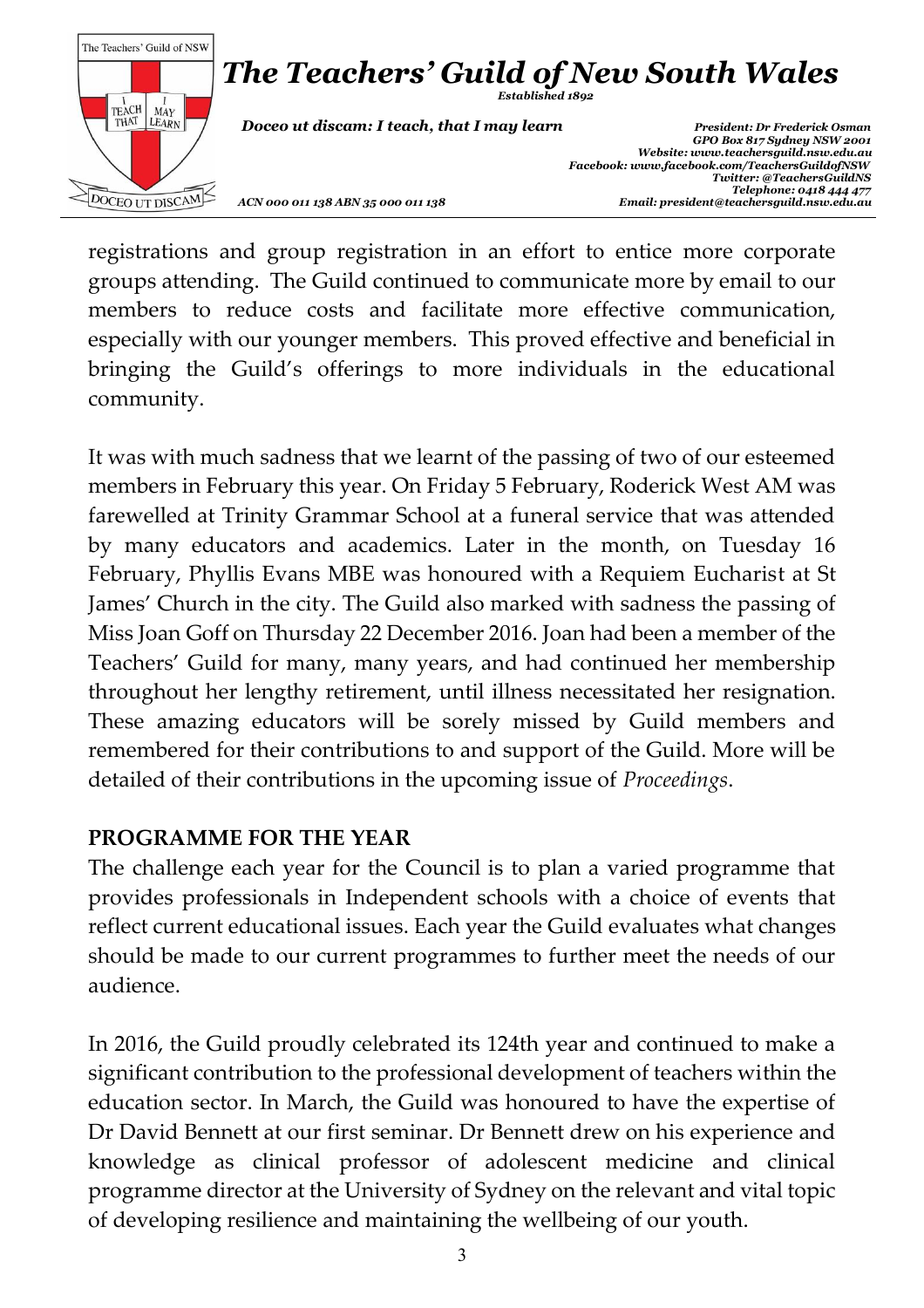registrations and group registration in an effort to entice more corporate groups attending. The Guild continued to communicate more by email to our members to reduce costs and facilitate more effective communication, especially with our younger members. This proved effective and beneficial in bringing the Guild's offerings to more individuals in the educational community.

It was with much sadness that we learnt of the passing of two of our esteemed members in February this year. On Friday 5 February, Roderick West AM was farewelled at Trinity Grammar School at a funeral service that was attended by many educators and academics. Later in the month, on Tuesday 16 February, Phyllis Evans MBE was honoured with a Requiem Eucharist at St James' Church in the city. The Guild also marked with sadness the passing of Miss Joan Goff on Thursday 22 December 2016. Joan had been a member of the Teachers' Guild for many, many years, and had continued her membership throughout her lengthy retirement, until illness necessitated her resignation. These amazing educators will be sorely missed by Guild members and remembered for their contributions to and support of the Guild. More will be detailed of their contributions in the upcoming issue of *Proceedings*.

**PROGRAMME FOR THE YEAR**

The challenge each year for the Council is to plan a varied programme that provides professionals in Independent schools with a choice of events that reflect current educational issues. Each year the Guild evaluates what changes should be made to our current programmes to further meet the needs of our audience.

In 2016, the Guild proudly celebrated its 124th year and continued to make a significant contribution to the professional development of teachers within the education sector. In March, the Guild was honoured to have the expertise of Dr David Bennett at our first seminar. Dr Bennett drew on his experience and knowledge as clinical professor of adolescent medicine and clinical programme director at the University of Sydney on the relevant and vital topic of developing resilience and maintaining the wellbeing of our youth.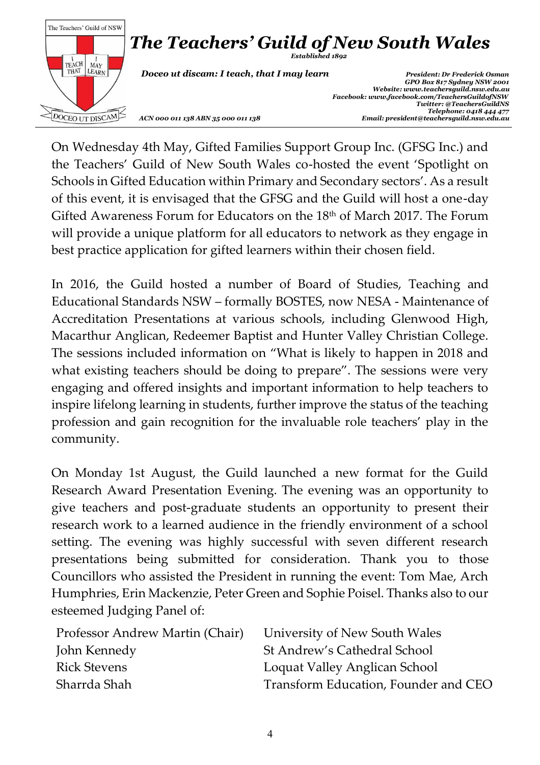On Wednesday 4th May, Gifted Families Support Group Inc. (GFSG Inc.) and the Teachers' Guild of New South Wales co-hosted the event 'Spotlight on Schools in Gifted Education within Primary and Secondary sectors'. As a result of this event, it is envisaged that the GFSG and the Guild will host a one-day Gifted Awareness Forum for Educators on the 18th of March 2017. The Forum will provide a unique platform for all educators to network as they engage in best practice application for gifted learners within their chosen field.

In 2016, the Guild hosted a number of Board of Studies, Teaching and Educational Standards NSW – formally BOSTES, now NESA - Maintenance of Accreditation Presentations at various schools, including Glenwood High, Macarthur Anglican, Redeemer Baptist and Hunter Valley Christian College. The sessions included information on "What is likely to happen in 2018 and what existing teachers should be doing to prepare". The sessions were very engaging and offered insights and important information to help teachers to inspire lifelong learning in students, further improve the status of the teaching profession and gain recognition for the invaluable role teachers' play in the community.

On Monday 1st August, the Guild launched a new format for the Guild Research Award Presentation Evening. The evening was an opportunity to give teachers and post-graduate students an opportunity to present their research work to a learned audience in the friendly environment of a school setting. The evening was highly successful with seven different research presentations being submitted for consideration. Thank you to those Councillors who assisted the President in running the event: Tom Mae, Arch Humphries, Erin Mackenzie, Peter Green and Sophie Poisel. Thanks also to our esteemed Judging Panel of:

| | |
|---|---|
| Professor Andrew Martin (Chair) | University of New South Wales |
| John Kennedy | St Andrew's Cathedral School |
| Rick Stevens | Loquat Valley Anglican School |
| Sharrda Shah | Transform Education, Founder and CEO |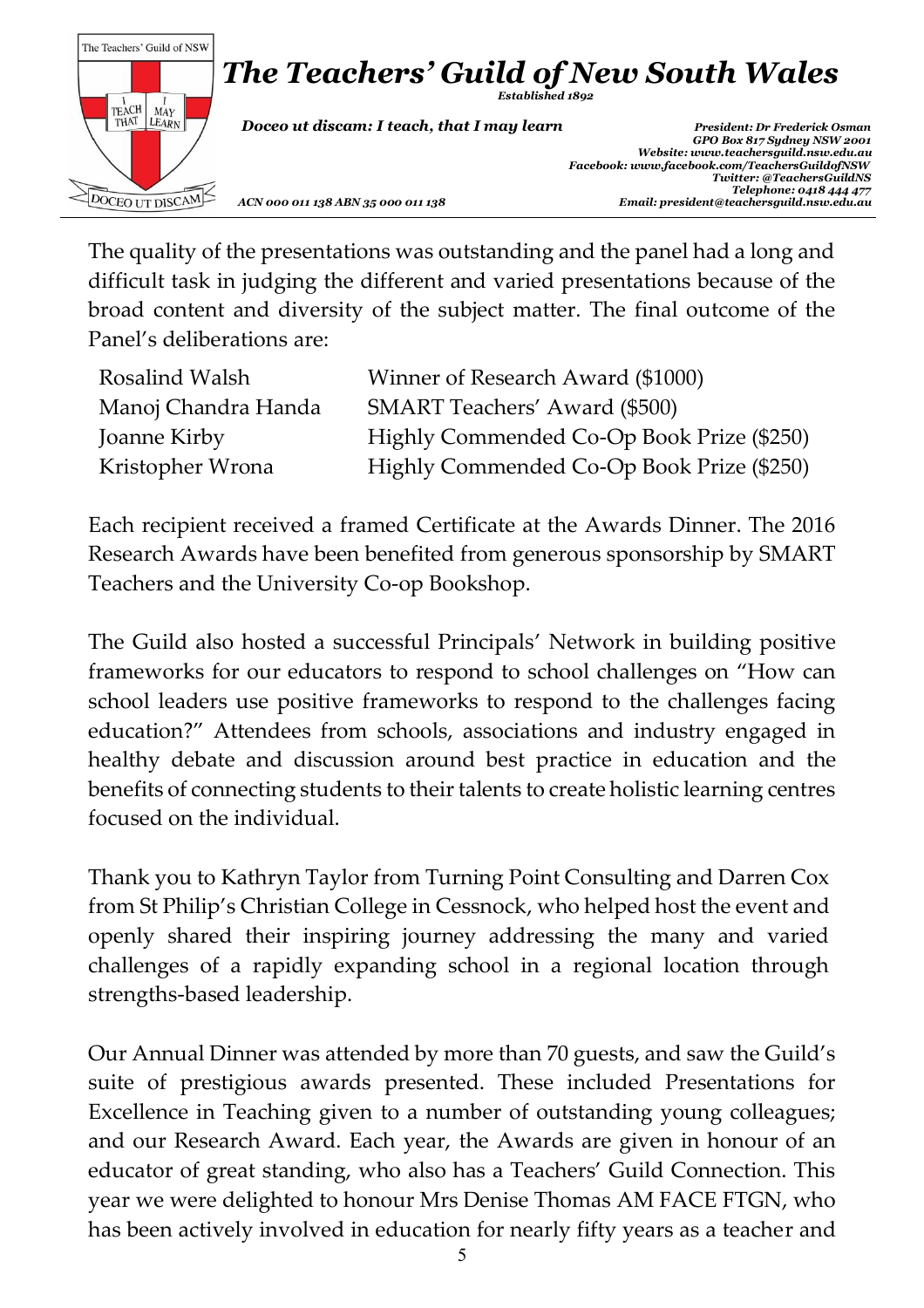The quality of the presentations was outstanding and the panel had a long and difficult task in judging the different and varied presentations because of the broad content and diversity of the subject matter. The final outcome of the Panel's deliberations are:

| | |
|---|---|
| Rosalind Walsh | Winner of Research Award ($1000) |
| Manoj Chandra Handa | SMART Teachers' Award ($500) |
| Joanne Kirby | Highly Commended Co-Op Book Prize ($250) |
| Kristopher Wrona | Highly Commended Co-Op Book Prize ($250) |

Each recipient received a framed Certificate at the Awards Dinner. The 2016 Research Awards have been benefited from generous sponsorship by SMART Teachers and the University Co-op Bookshop.

The Guild also hosted a successful Principals' Network in building positive frameworks for our educators to respond to school challenges on "How can school leaders use positive frameworks to respond to the challenges facing education?" Attendees from schools, associations and industry engaged in healthy debate and discussion around best practice in education and the benefits of connecting students to their talents to create holistic learning centres focused on the individual.

Thank you to Kathryn Taylor from Turning Point Consulting and Darren Cox from St Philip's Christian College in Cessnock, who helped host the event and openly shared their inspiring journey addressing the many and varied challenges of a rapidly expanding school in a regional location through strengths-based leadership.

Our Annual Dinner was attended by more than 70 guests, and saw the Guild's suite of prestigious awards presented. These included Presentations for Excellence in Teaching given to a number of outstanding young colleagues; and our Research Award. Each year, the Awards are given in honour of an educator of great standing, who also has a Teachers' Guild Connection. This year we were delighted to honour Mrs Denise Thomas AM FACE FTGN, who has been actively involved in education for nearly fifty years as a teacher and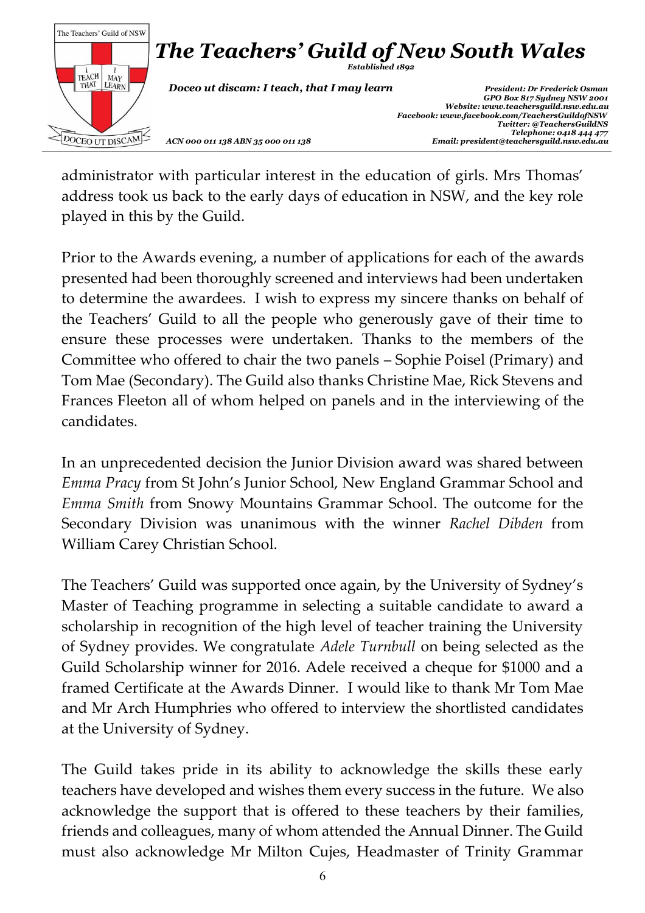administrator with particular interest in the education of girls. Mrs Thomas' address took us back to the early days of education in NSW, and the key role played in this by the Guild.

Prior to the Awards evening, a number of applications for each of the awards presented had been thoroughly screened and interviews had been undertaken to determine the awardees. I wish to express my sincere thanks on behalf of the Teachers' Guild to all the people who generously gave of their time to ensure these processes were undertaken. Thanks to the members of the Committee who offered to chair the two panels – Sophie Poisel (Primary) and Tom Mae (Secondary). The Guild also thanks Christine Mae, Rick Stevens and Frances Fleeton all of whom helped on panels and in the interviewing of the candidates.

In an unprecedented decision the Junior Division award was shared between *Emma Pracy* from St John's Junior School, New England Grammar School and *Emma Smith* from Snowy Mountains Grammar School. The outcome for the Secondary Division was unanimous with the winner *Rachel Dibden* from William Carey Christian School.

The Teachers' Guild was supported once again, by the University of Sydney's Master of Teaching programme in selecting a suitable candidate to award a scholarship in recognition of the high level of teacher training the University of Sydney provides. We congratulate *Adele Turnbull* on being selected as the Guild Scholarship winner for 2016. Adele received a cheque for $1000 and a framed Certificate at the Awards Dinner. I would like to thank Mr Tom Mae and Mr Arch Humphries who offered to interview the shortlisted candidates at the University of Sydney.

The Guild takes pride in its ability to acknowledge the skills these early teachers have developed and wishes them every success in the future. We also acknowledge the support that is offered to these teachers by their families, friends and colleagues, many of whom attended the Annual Dinner. The Guild must also acknowledge Mr Milton Cujes, Headmaster of Trinity Grammar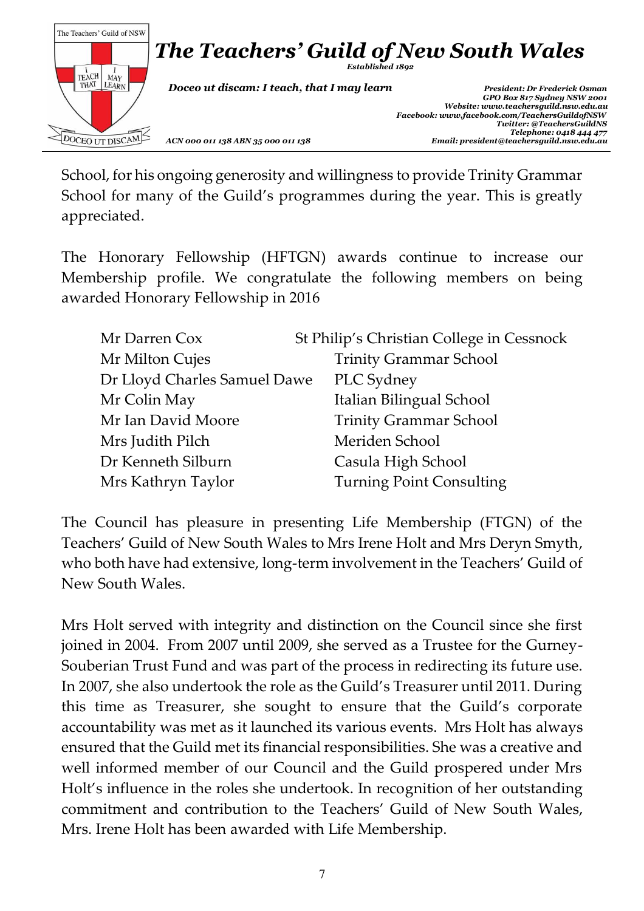School, for his ongoing generosity and willingness to provide Trinity Grammar School for many of the Guild's programmes during the year. This is greatly appreciated.

The Honorary Fellowship (HFTGN) awards continue to increase our Membership profile. We congratulate the following members on being awarded Honorary Fellowship in 2016

| | |
|---|---|
| Mr Darren Cox | St Philip's Christian College in Cessnock |
| Mr Milton Cujes | Trinity Grammar School |
| Dr Lloyd Charles Samuel Dawe | PLC Sydney |
| Mr Colin May | Italian Bilingual School |
| Mr Ian David Moore | Trinity Grammar School |
| Mrs Judith Pilch | Meriden School |
| Dr Kenneth Silburn | Casula High School |
| Mrs Kathryn Taylor | Turning Point Consulting |

The Council has pleasure in presenting Life Membership (FTGN) of the Teachers' Guild of New South Wales to Mrs Irene Holt and Mrs Deryn Smyth, who both have had extensive, long-term involvement in the Teachers' Guild of New South Wales.

Mrs Holt served with integrity and distinction on the Council since she first joined in 2004. From 2007 until 2009, she served as a Trustee for the Gurney-Souberian Trust Fund and was part of the process in redirecting its future use. In 2007, she also undertook the role as the Guild's Treasurer until 2011. During this time as Treasurer, she sought to ensure that the Guild's corporate accountability was met as it launched its various events. Mrs Holt has always ensured that the Guild met its financial responsibilities. She was a creative and well informed member of our Council and the Guild prospered under Mrs Holt's influence in the roles she undertook. In recognition of her outstanding commitment and contribution to the Teachers' Guild of New South Wales, Mrs. Irene Holt has been awarded with Life Membership.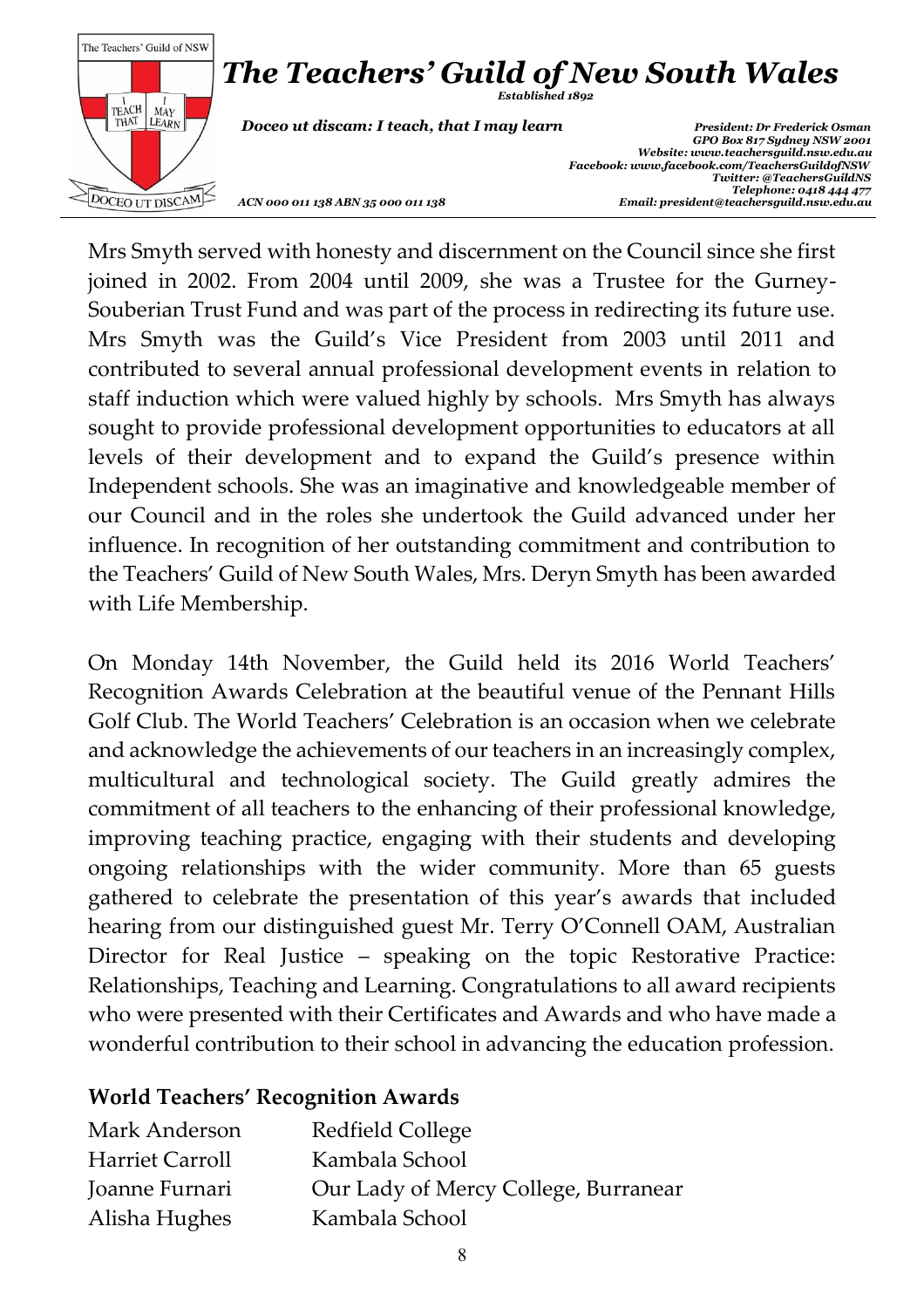Mrs Smyth served with honesty and discernment on the Council since she first joined in 2002. From 2004 until 2009, she was a Trustee for the Gurney-Souberian Trust Fund and was part of the process in redirecting its future use. Mrs Smyth was the Guild's Vice President from 2003 until 2011 and contributed to several annual professional development events in relation to staff induction which were valued highly by schools. Mrs Smyth has always sought to provide professional development opportunities to educators at all levels of their development and to expand the Guild's presence within Independent schools. She was an imaginative and knowledgeable member of our Council and in the roles she undertook the Guild advanced under her influence. In recognition of her outstanding commitment and contribution to the Teachers' Guild of New South Wales, Mrs. Deryn Smyth has been awarded with Life Membership.

On Monday 14th November, the Guild held its 2016 World Teachers' Recognition Awards Celebration at the beautiful venue of the Pennant Hills Golf Club. The World Teachers' Celebration is an occasion when we celebrate and acknowledge the achievements of our teachers in an increasingly complex, multicultural and technological society. The Guild greatly admires the commitment of all teachers to the enhancing of their professional knowledge, improving teaching practice, engaging with their students and developing ongoing relationships with the wider community. More than 65 guests gathered to celebrate the presentation of this year's awards that included hearing from our distinguished guest Mr. Terry O'Connell OAM, Australian Director for Real Justice – speaking on the topic Restorative Practice: Relationships, Teaching and Learning. Congratulations to all award recipients who were presented with their Certificates and Awards and who have made a wonderful contribution to their school in advancing the education profession.

**World Teachers' Recognition Awards**

| | |
|---|---|
| Mark Anderson | Redfield College |
| Harriet Carroll | Kambala School |
| Joanne Furnari | Our Lady of Mercy College, Burranear |
| Alisha Hughes | Kambala School |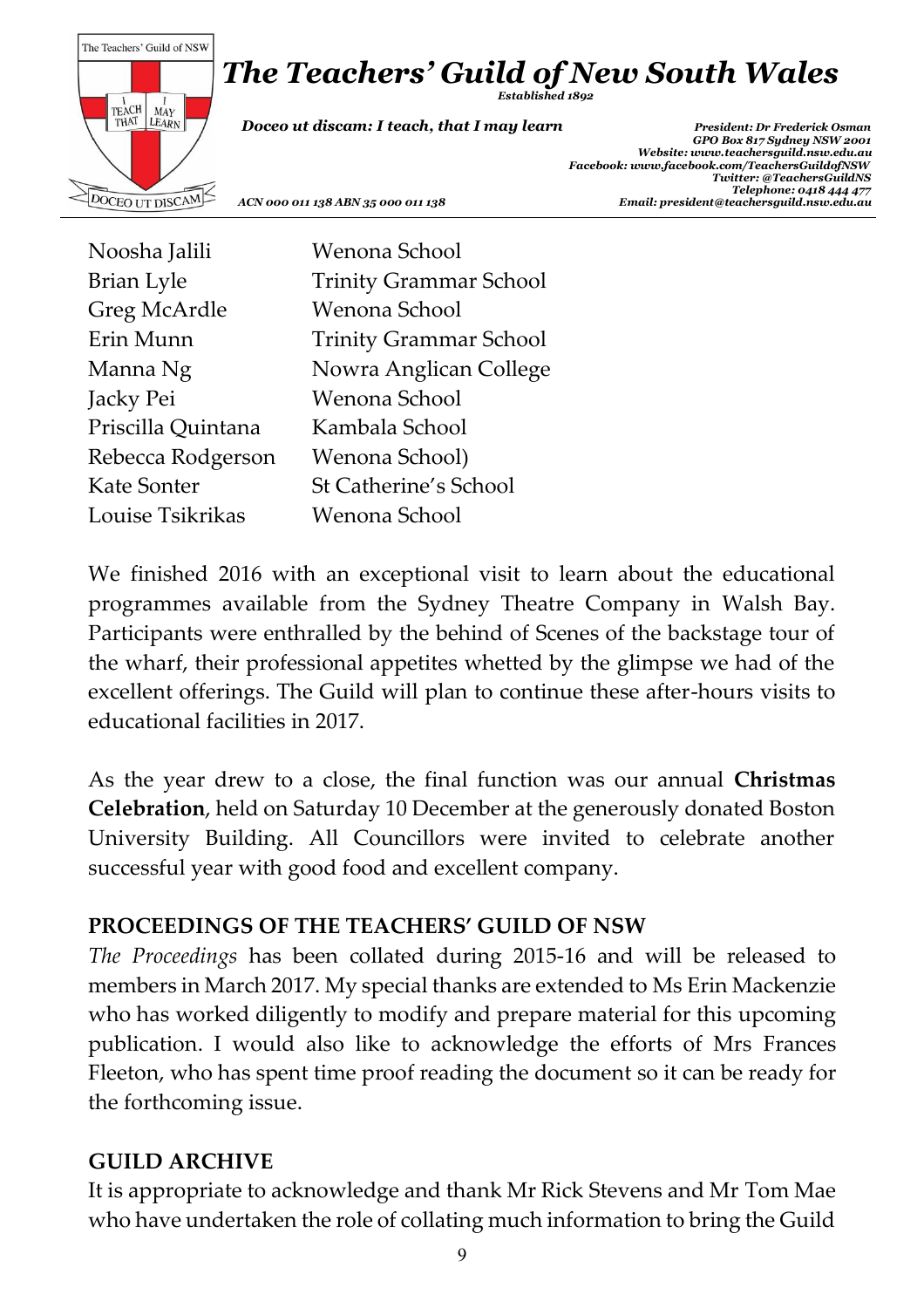| | |
|---|---|
| Noosha Jalili | Wenona School |
| Brian Lyle | Trinity Grammar School |
| Greg McArdle | Wenona School |
| Erin Munn | Trinity Grammar School |
| Manna Ng | Nowra Anglican College |
| Jacky Pei | Wenona School |
| Priscilla Quintana | Kambala School |
| Rebecca Rodgerson | Wenona School) |
| Kate Sonter | St Catherine's School |
| Louise Tsikrikas | Wenona School |

We finished 2016 with an exceptional visit to learn about the educational programmes available from the Sydney Theatre Company in Walsh Bay. Participants were enthralled by the behind of Scenes of the backstage tour of the wharf, their professional appetites whetted by the glimpse we had of the excellent offerings. The Guild will plan to continue these after-hours visits to educational facilities in 2017.

As the year drew to a close, the final function was our annual **Christmas Celebration**, held on Saturday 10 December at the generously donated Boston University Building. All Councillors were invited to celebrate another successful year with good food and excellent company.

## PROCEEDINGS OF THE TEACHERS' GUILD OF NSW

*The Proceedings* has been collated during 2015-16 and will be released to members in March 2017. My special thanks are extended to Ms Erin Mackenzie who has worked diligently to modify and prepare material for this upcoming publication. I would also like to acknowledge the efforts of Mrs Frances Fleeton, who has spent time proof reading the document so it can be ready for the forthcoming issue.

## GUILD ARCHIVE

It is appropriate to acknowledge and thank Mr Rick Stevens and Mr Tom Mae who have undertaken the role of collating much information to bring the Guild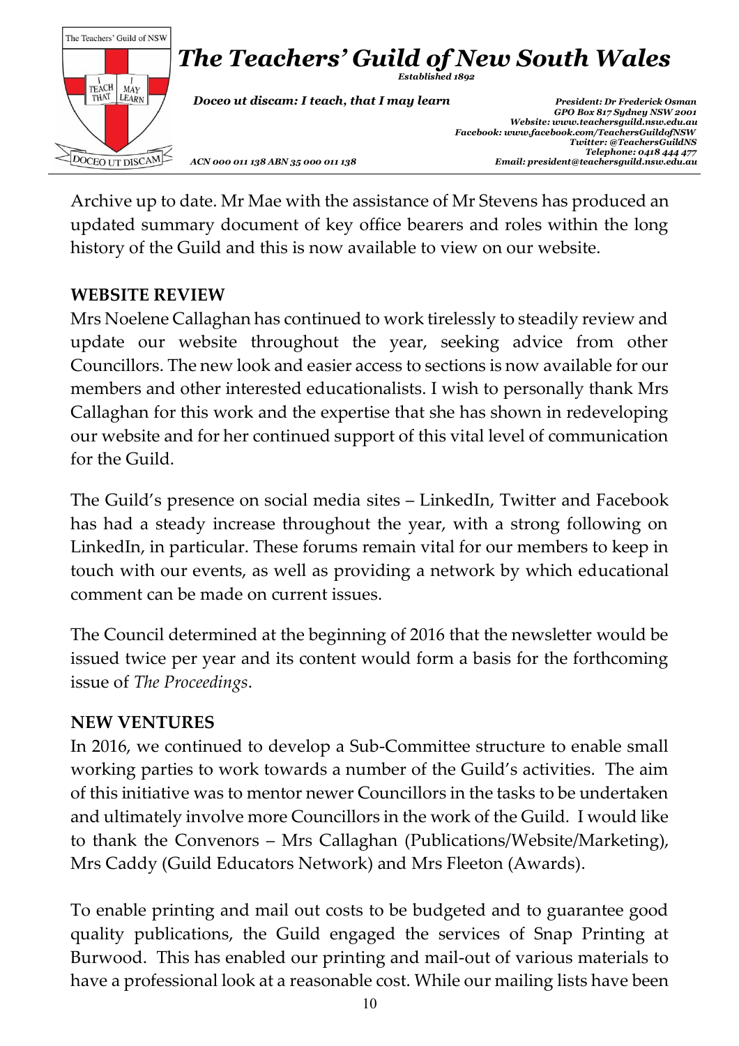Archive up to date. Mr Mae with the assistance of Mr Stevens has produced an updated summary document of key office bearers and roles within the long history of the Guild and this is now available to view on our website.

**WEBSITE REVIEW**

Mrs Noelene Callaghan has continued to work tirelessly to steadily review and update our website throughout the year, seeking advice from other Councillors. The new look and easier access to sections is now available for our members and other interested educationalists. I wish to personally thank Mrs Callaghan for this work and the expertise that she has shown in redeveloping our website and for her continued support of this vital level of communication for the Guild.

The Guild's presence on social media sites – LinkedIn, Twitter and Facebook has had a steady increase throughout the year, with a strong following on LinkedIn, in particular. These forums remain vital for our members to keep in touch with our events, as well as providing a network by which educational comment can be made on current issues.

The Council determined at the beginning of 2016 that the newsletter would be issued twice per year and its content would form a basis for the forthcoming issue of *The Proceedings*.

**NEW VENTURES**

In 2016, we continued to develop a Sub-Committee structure to enable small working parties to work towards a number of the Guild's activities. The aim of this initiative was to mentor newer Councillors in the tasks to be undertaken and ultimately involve more Councillors in the work of the Guild. I would like to thank the Convenors – Mrs Callaghan (Publications/Website/Marketing), Mrs Caddy (Guild Educators Network) and Mrs Fleeton (Awards).

To enable printing and mail out costs to be budgeted and to guarantee good quality publications, the Guild engaged the services of Snap Printing at Burwood. This has enabled our printing and mail-out of various materials to have a professional look at a reasonable cost. While our mailing lists have been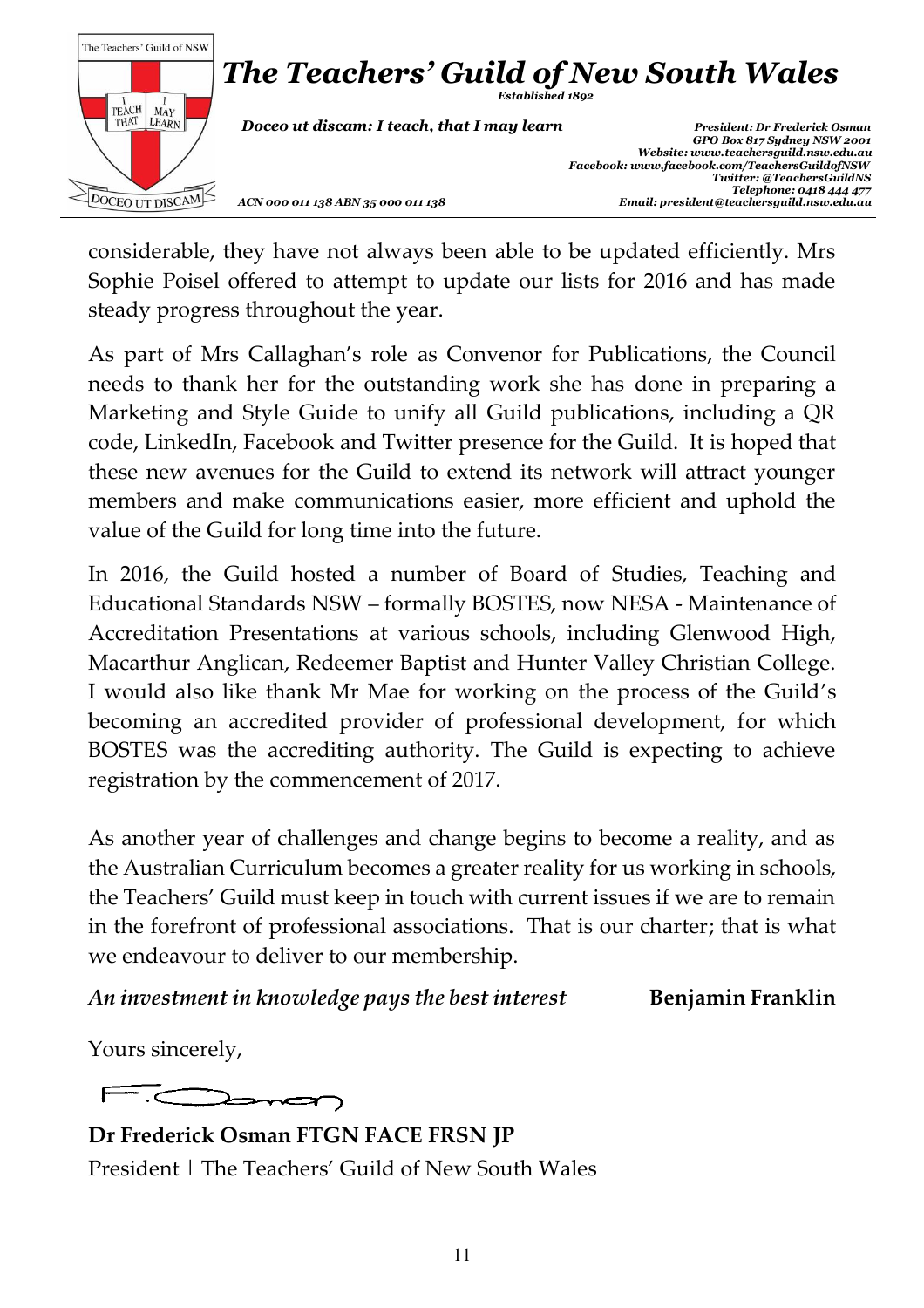considerable, they have not always been able to be updated efficiently. Mrs Sophie Poisel offered to attempt to update our lists for 2016 and has made steady progress throughout the year.

As part of Mrs Callaghan's role as Convenor for Publications, the Council needs to thank her for the outstanding work she has done in preparing a Marketing and Style Guide to unify all Guild publications, including a QR code, LinkedIn, Facebook and Twitter presence for the Guild. It is hoped that these new avenues for the Guild to extend its network will attract younger members and make communications easier, more efficient and uphold the value of the Guild for long time into the future.

In 2016, the Guild hosted a number of Board of Studies, Teaching and Educational Standards NSW – formally BOSTES, now NESA - Maintenance of Accreditation Presentations at various schools, including Glenwood High, Macarthur Anglican, Redeemer Baptist and Hunter Valley Christian College. I would also like thank Mr Mae for working on the process of the Guild's becoming an accredited provider of professional development, for which BOSTES was the accrediting authority. The Guild is expecting to achieve registration by the commencement of 2017.

As another year of challenges and change begins to become a reality, and as the Australian Curriculum becomes a greater reality for us working in schools, the Teachers' Guild must keep in touch with current issues if we are to remain in the forefront of professional associations. That is our charter; that is what we endeavour to deliver to our membership.

***An investment in knowledge pays the best interest*** **Benjamin Franklin**

Yours sincerely,

F. Osman

**Dr Frederick Osman FTGN FACE FRSN JP**
President | The Teachers' Guild of New South Wales